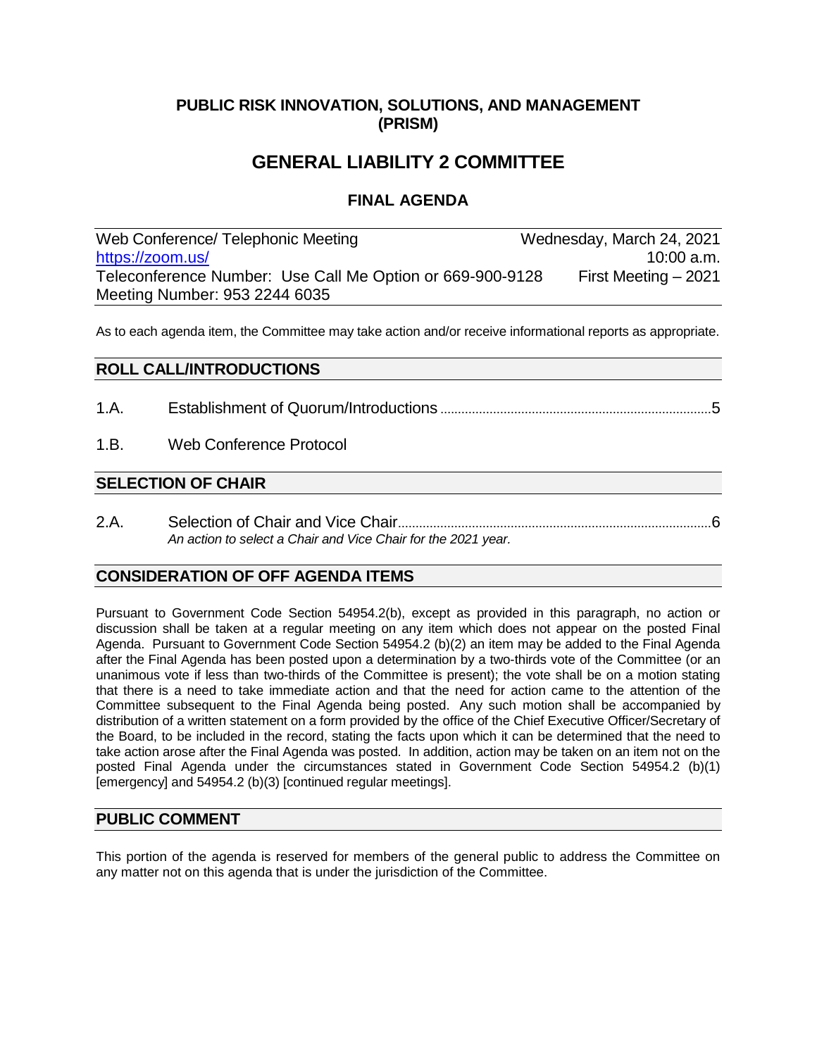**PUBLIC RISK INNOVATION, SOLUTIONS, AND MANAGEMENT (PRISM)**

# GENERAL LIABILITY 2 COMMITTEE

## FINAL AGENDA

| Web Conference/ Telephonic Meeting | Wednesday, March 24, 2021 |
| --- | --- |
| https://zoom.us/ | 10:00 a.m. |
| Teleconference Number: Use Call Me Option or 669-900-9128 | First Meeting – 2021 |
| Meeting Number: 953 2244 6035 | |

As to each agenda item, the Committee may take action and/or receive informational reports as appropriate.

## ROLL CALL/INTRODUCTIONS

1.A. Establishment of Quorum/Introductions ........................................................ 5

1.B. Web Conference Protocol

## SELECTION OF CHAIR

2.A. Selection of Chair and Vice Chair ........................................................ 6
*An action to select a Chair and Vice Chair for the 2021 year.*

## CONSIDERATION OF OFF AGENDA ITEMS

Pursuant to Government Code Section 54954.2(b), except as provided in this paragraph, no action or discussion shall be taken at a regular meeting on any item which does not appear on the posted Final Agenda. Pursuant to Government Code Section 54954.2 (b)(2) an item may be added to the Final Agenda after the Final Agenda has been posted upon a determination by a two-thirds vote of the Committee (or an unanimous vote if less than two-thirds of the Committee is present); the vote shall be on a motion stating that there is a need to take immediate action and that the need for action came to the attention of the Committee subsequent to the Final Agenda being posted. Any such motion shall be accompanied by distribution of a written statement on a form provided by the office of the Chief Executive Officer/Secretary of the Board, to be included in the record, stating the facts upon which it can be determined that the need to take action arose after the Final Agenda was posted. In addition, action may be taken on an item not on the posted Final Agenda under the circumstances stated in Government Code Section 54954.2 (b)(1) [emergency] and 54954.2 (b)(3) [continued regular meetings].

## PUBLIC COMMENT

This portion of the agenda is reserved for members of the general public to address the Committee on any matter not on this agenda that is under the jurisdiction of the Committee.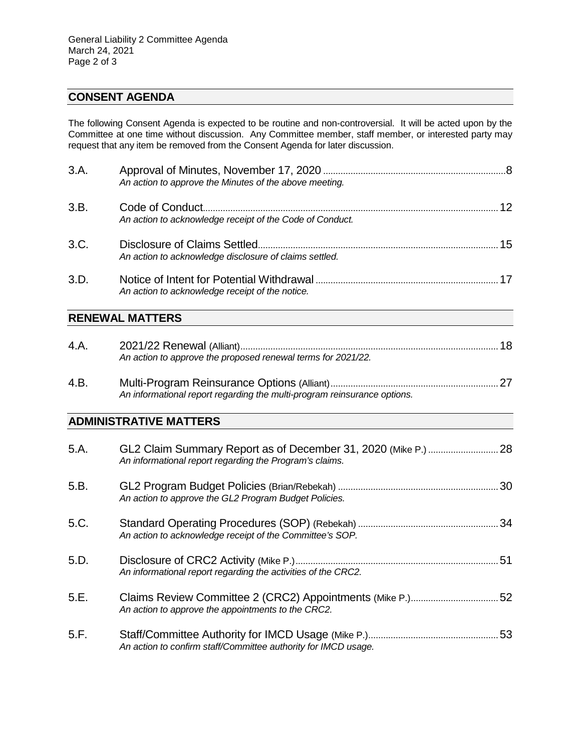## CONSENT AGENDA

The following Consent Agenda is expected to be routine and non-controversial. It will be acted upon by the Committee at one time without discussion. Any Committee member, staff member, or interested party may request that any item be removed from the Consent Agenda for later discussion.

3.A. Approval of Minutes, November 17, 2020 .......... 8
*An action to approve the Minutes of the above meeting.*

3.B. Code of Conduct .......... 12
*An action to acknowledge receipt of the Code of Conduct.*

3.C. Disclosure of Claims Settled .......... 15
*An action to acknowledge disclosure of claims settled.*

3.D. Notice of Intent for Potential Withdrawal .......... 17
*An action to acknowledge receipt of the notice.*

## RENEWAL MATTERS

4.A. 2021/22 Renewal (Alliant) .......... 18
*An action to approve the proposed renewal terms for 2021/22.*

4.B. Multi-Program Reinsurance Options (Alliant) .......... 27
*An informational report regarding the multi-program reinsurance options.*

## ADMINISTRATIVE MATTERS

5.A. GL2 Claim Summary Report as of December 31, 2020 (Mike P.) .......... 28
*An informational report regarding the Program's claims.*

5.B. GL2 Program Budget Policies (Brian/Rebekah) .......... 30
*An action to approve the GL2 Program Budget Policies.*

5.C. Standard Operating Procedures (SOP) (Rebekah) .......... 34
*An action to acknowledge receipt of the Committee's SOP.*

5.D. Disclosure of CRC2 Activity (Mike P.) .......... 51
*An informational report regarding the activities of the CRC2.*

5.E. Claims Review Committee 2 (CRC2) Appointments (Mike P.) .......... 52
*An action to approve the appointments to the CRC2.*

5.F. Staff/Committee Authority for IMCD Usage (Mike P.) .......... 53
*An action to confirm staff/Committee authority for IMCD usage.*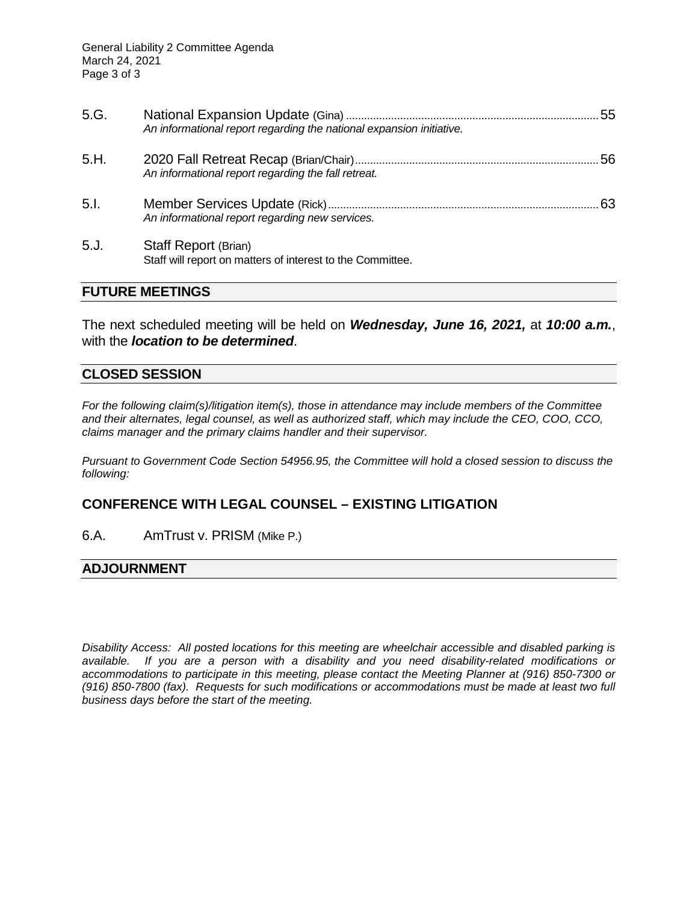5.G. National Expansion Update (Gina) ........ 55
*An informational report regarding the national expansion initiative.*

5.H. 2020 Fall Retreat Recap (Brian/Chair) ........ 56
*An informational report regarding the fall retreat.*

5.I. Member Services Update (Rick) ........ 63
*An informational report regarding new services.*

5.J. Staff Report (Brian)
Staff will report on matters of interest to the Committee.

## FUTURE MEETINGS

The next scheduled meeting will be held on ***Wednesday, June 16, 2021,*** at ***10:00 a.m.***, with the ***location to be determined***.

## CLOSED SESSION

*For the following claim(s)/litigation item(s), those in attendance may include members of the Committee and their alternates, legal counsel, as well as authorized staff, which may include the CEO, COO, CCO, claims manager and the primary claims handler and their supervisor.*

*Pursuant to Government Code Section 54956.95, the Committee will hold a closed session to discuss the following:*

### CONFERENCE WITH LEGAL COUNSEL – EXISTING LITIGATION

6.A. AmTrust v. PRISM (Mike P.)

## ADJOURNMENT

*Disability Access: All posted locations for this meeting are wheelchair accessible and disabled parking is available. If you are a person with a disability and you need disability-related modifications or accommodations to participate in this meeting, please contact the Meeting Planner at (916) 850-7300 or (916) 850-7800 (fax). Requests for such modifications or accommodations must be made at least two full business days before the start of the meeting.*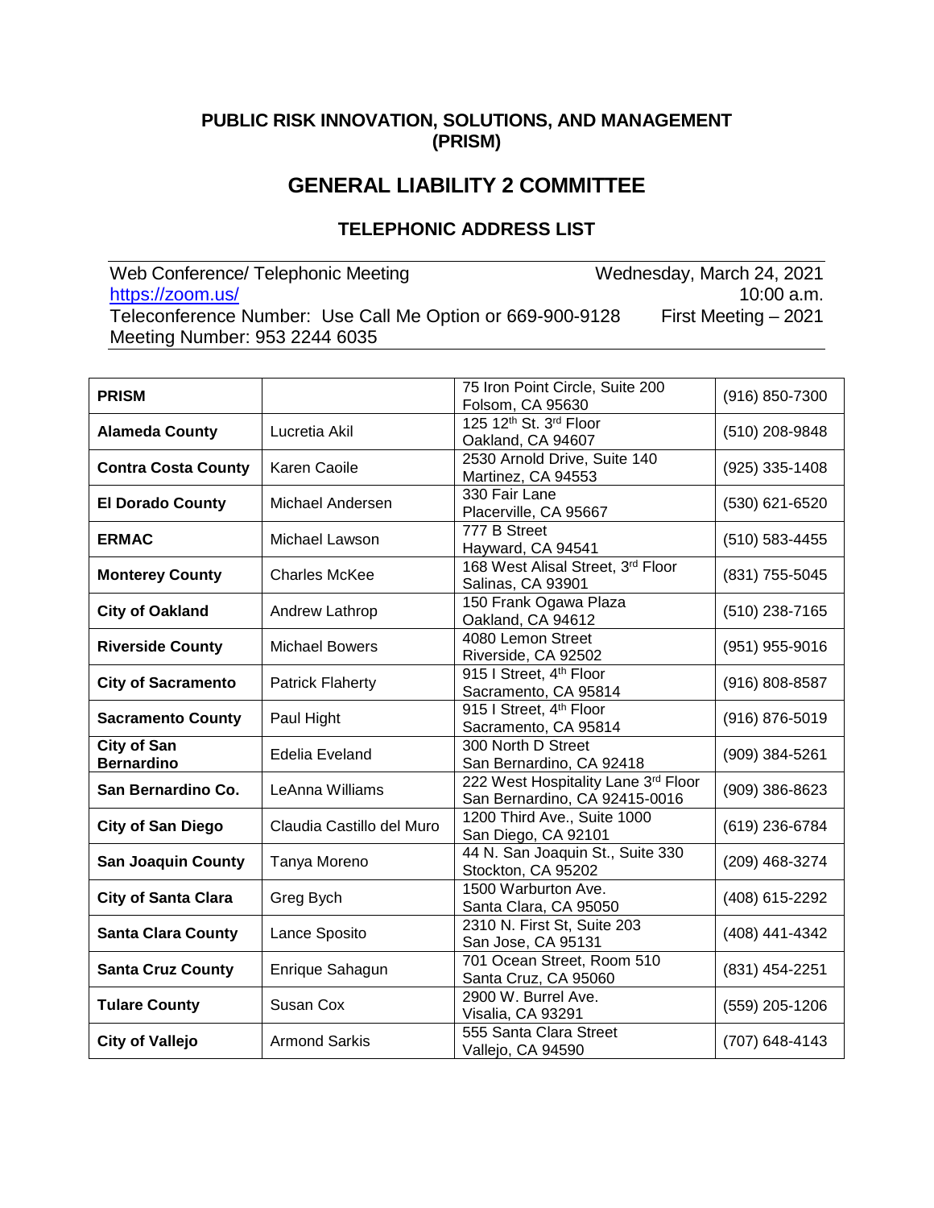**PUBLIC RISK INNOVATION, SOLUTIONS, AND MANAGEMENT (PRISM)**

# GENERAL LIABILITY 2 COMMITTEE

## TELEPHONIC ADDRESS LIST

Web Conference/ Telephonic Meeting — Wednesday, March 24, 2021
https://zoom.us/ — 10:00 a.m.
Teleconference Number: Use Call Me Option or 669-900-9128 — First Meeting – 2021
Meeting Number: 953 2244 6035

| | | | |
|---|---|---|---|
| **PRISM** | | 75 Iron Point Circle, Suite 200<br>Folsom, CA 95630 | (916) 850-7300 |
| **Alameda County** | Lucretia Akil | 125 12th St. 3rd Floor<br>Oakland, CA 94607 | (510) 208-9848 |
| **Contra Costa County** | Karen Caoile | 2530 Arnold Drive, Suite 140<br>Martinez, CA 94553 | (925) 335-1408 |
| **El Dorado County** | Michael Andersen | 330 Fair Lane<br>Placerville, CA 95667 | (530) 621-6520 |
| **ERMAC** | Michael Lawson | 777 B Street<br>Hayward, CA 94541 | (510) 583-4455 |
| **Monterey County** | Charles McKee | 168 West Alisal Street, 3rd Floor<br>Salinas, CA 93901 | (831) 755-5045 |
| **City of Oakland** | Andrew Lathrop | 150 Frank Ogawa Plaza<br>Oakland, CA 94612 | (510) 238-7165 |
| **Riverside County** | Michael Bowers | 4080 Lemon Street<br>Riverside, CA 92502 | (951) 955-9016 |
| **City of Sacramento** | Patrick Flaherty | 915 I Street, 4th Floor<br>Sacramento, CA 95814 | (916) 808-8587 |
| **Sacramento County** | Paul Hight | 915 I Street, 4th Floor<br>Sacramento, CA 95814 | (916) 876-5019 |
| **City of San Bernardino** | Edelia Eveland | 300 North D Street<br>San Bernardino, CA 92418 | (909) 384-5261 |
| **San Bernardino Co.** | LeAnna Williams | 222 West Hospitality Lane 3rd Floor<br>San Bernardino, CA 92415-0016 | (909) 386-8623 |
| **City of San Diego** | Claudia Castillo del Muro | 1200 Third Ave., Suite 1000<br>San Diego, CA 92101 | (619) 236-6784 |
| **San Joaquin County** | Tanya Moreno | 44 N. San Joaquin St., Suite 330<br>Stockton, CA 95202 | (209) 468-3274 |
| **City of Santa Clara** | Greg Bych | 1500 Warburton Ave.<br>Santa Clara, CA 95050 | (408) 615-2292 |
| **Santa Clara County** | Lance Sposito | 2310 N. First St, Suite 203<br>San Jose, CA 95131 | (408) 441-4342 |
| **Santa Cruz County** | Enrique Sahagun | 701 Ocean Street, Room 510<br>Santa Cruz, CA 95060 | (831) 454-2251 |
| **Tulare County** | Susan Cox | 2900 W. Burrel Ave.<br>Visalia, CA 93291 | (559) 205-1206 |
| **City of Vallejo** | Armond Sarkis | 555 Santa Clara Street<br>Vallejo, CA 94590 | (707) 648-4143 |